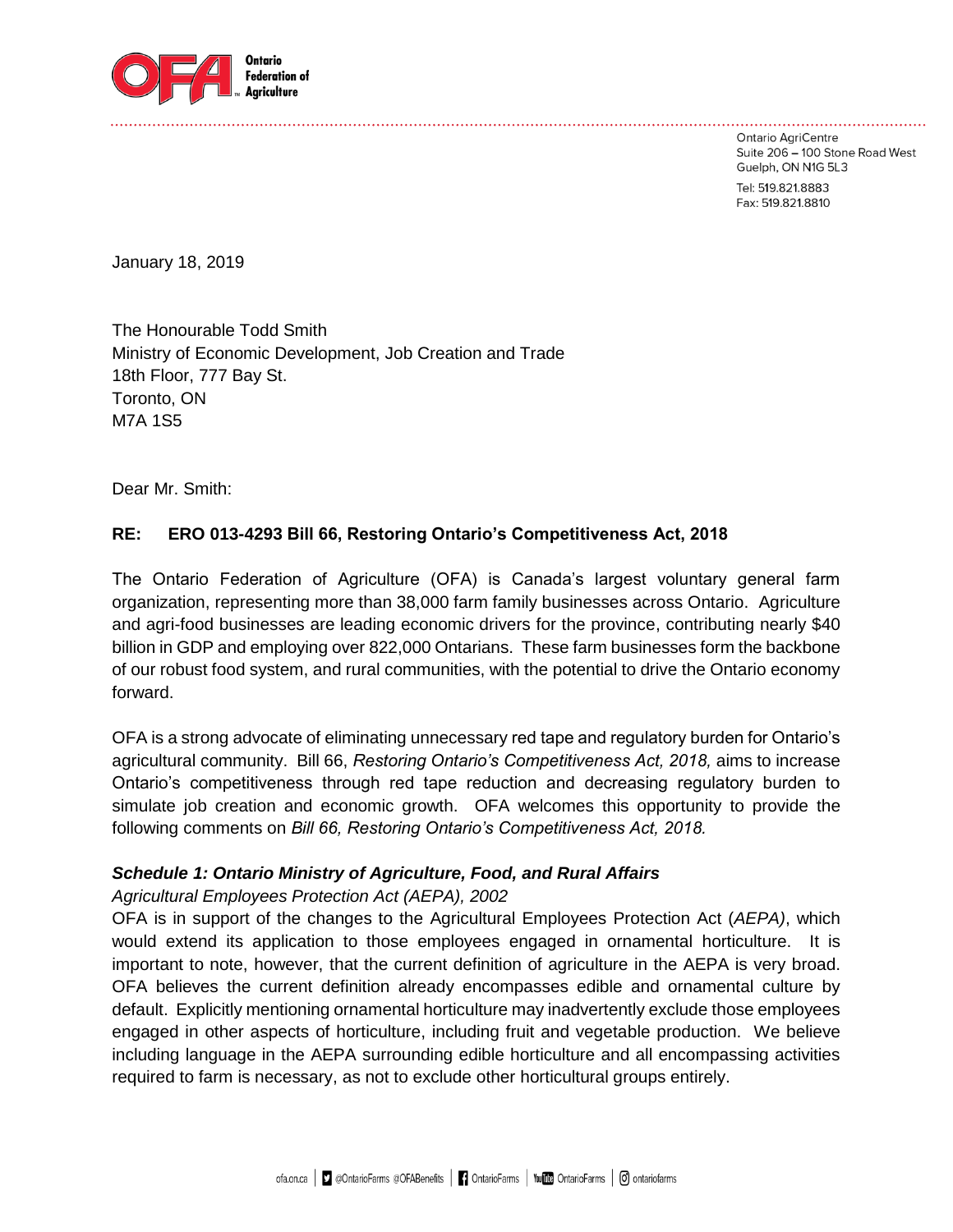Ontario Federation of Agriculture

Ontario AgriCentre
Suite 206 – 100 Stone Road West
Guelph, ON N1G 5L3

Tel: 519.821.8883
Fax: 519.821.8810

January 18, 2019

The Honourable Todd Smith
Ministry of Economic Development, Job Creation and Trade
18th Floor, 777 Bay St.
Toronto, ON
M7A 1S5

Dear Mr. Smith:

**RE: ERO 013-4293 Bill 66, Restoring Ontario's Competitiveness Act, 2018**

The Ontario Federation of Agriculture (OFA) is Canada's largest voluntary general farm organization, representing more than 38,000 farm family businesses across Ontario. Agriculture and agri-food businesses are leading economic drivers for the province, contributing nearly $40 billion in GDP and employing over 822,000 Ontarians. These farm businesses form the backbone of our robust food system, and rural communities, with the potential to drive the Ontario economy forward.

OFA is a strong advocate of eliminating unnecessary red tape and regulatory burden for Ontario's agricultural community. Bill 66, *Restoring Ontario's Competitiveness Act, 2018,* aims to increase Ontario's competitiveness through red tape reduction and decreasing regulatory burden to simulate job creation and economic growth. OFA welcomes this opportunity to provide the following comments on *Bill 66, Restoring Ontario's Competitiveness Act, 2018.*

***Schedule 1: Ontario Ministry of Agriculture, Food, and Rural Affairs***

*Agricultural Employees Protection Act (AEPA), 2002*

OFA is in support of the changes to the Agricultural Employees Protection Act (*AEPA)*, which would extend its application to those employees engaged in ornamental horticulture. It is important to note, however, that the current definition of agriculture in the AEPA is very broad. OFA believes the current definition already encompasses edible and ornamental culture by default. Explicitly mentioning ornamental horticulture may inadvertently exclude those employees engaged in other aspects of horticulture, including fruit and vegetable production. We believe including language in the AEPA surrounding edible horticulture and all encompassing activities required to farm is necessary, as not to exclude other horticultural groups entirely.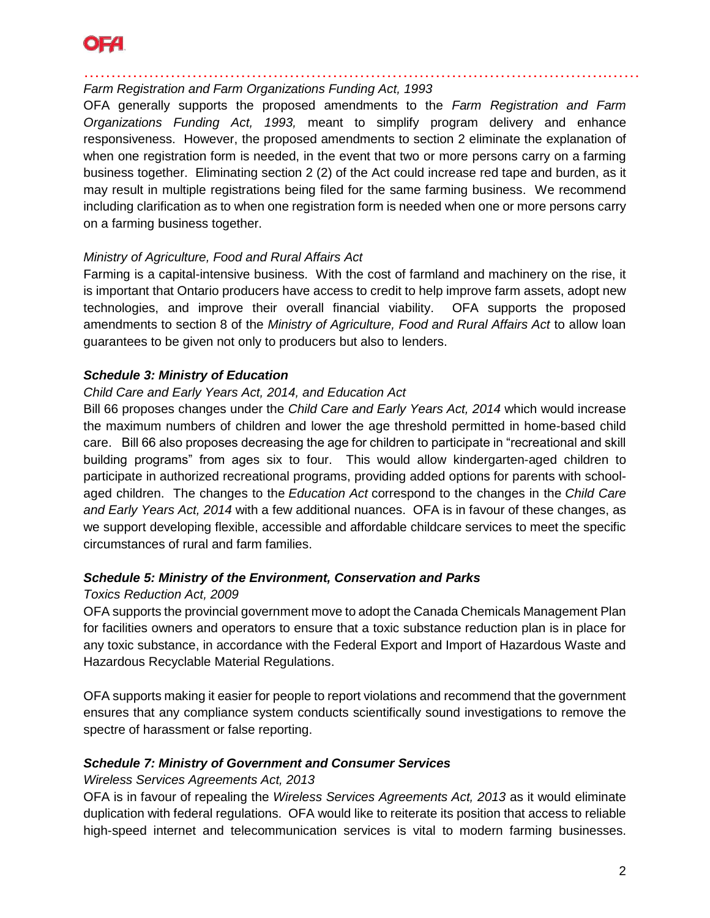*Farm Registration and Farm Organizations Funding Act, 1993*

OFA generally supports the proposed amendments to the *Farm Registration and Farm Organizations Funding Act, 1993,* meant to simplify program delivery and enhance responsiveness. However, the proposed amendments to section 2 eliminate the explanation of when one registration form is needed, in the event that two or more persons carry on a farming business together. Eliminating section 2 (2) of the Act could increase red tape and burden, as it may result in multiple registrations being filed for the same farming business. We recommend including clarification as to when one registration form is needed when one or more persons carry on a farming business together.

*Ministry of Agriculture, Food and Rural Affairs Act*

Farming is a capital-intensive business. With the cost of farmland and machinery on the rise, it is important that Ontario producers have access to credit to help improve farm assets, adopt new technologies, and improve their overall financial viability. OFA supports the proposed amendments to section 8 of the *Ministry of Agriculture, Food and Rural Affairs Act* to allow loan guarantees to be given not only to producers but also to lenders.

***Schedule 3: Ministry of Education***

*Child Care and Early Years Act, 2014, and Education Act*

Bill 66 proposes changes under the *Child Care and Early Years Act, 2014* which would increase the maximum numbers of children and lower the age threshold permitted in home-based child care. Bill 66 also proposes decreasing the age for children to participate in "recreational and skill building programs" from ages six to four. This would allow kindergarten-aged children to participate in authorized recreational programs, providing added options for parents with school-aged children. The changes to the *Education Act* correspond to the changes in the *Child Care and Early Years Act, 2014* with a few additional nuances. OFA is in favour of these changes, as we support developing flexible, accessible and affordable childcare services to meet the specific circumstances of rural and farm families.

***Schedule 5: Ministry of the Environment, Conservation and Parks***

*Toxics Reduction Act, 2009*

OFA supports the provincial government move to adopt the Canada Chemicals Management Plan for facilities owners and operators to ensure that a toxic substance reduction plan is in place for any toxic substance, in accordance with the Federal Export and Import of Hazardous Waste and Hazardous Recyclable Material Regulations.

OFA supports making it easier for people to report violations and recommend that the government ensures that any compliance system conducts scientifically sound investigations to remove the spectre of harassment or false reporting.

***Schedule 7: Ministry of Government and Consumer Services***

*Wireless Services Agreements Act, 2013*

OFA is in favour of repealing the *Wireless Services Agreements Act, 2013* as it would eliminate duplication with federal regulations. OFA would like to reiterate its position that access to reliable high-speed internet and telecommunication services is vital to modern farming businesses.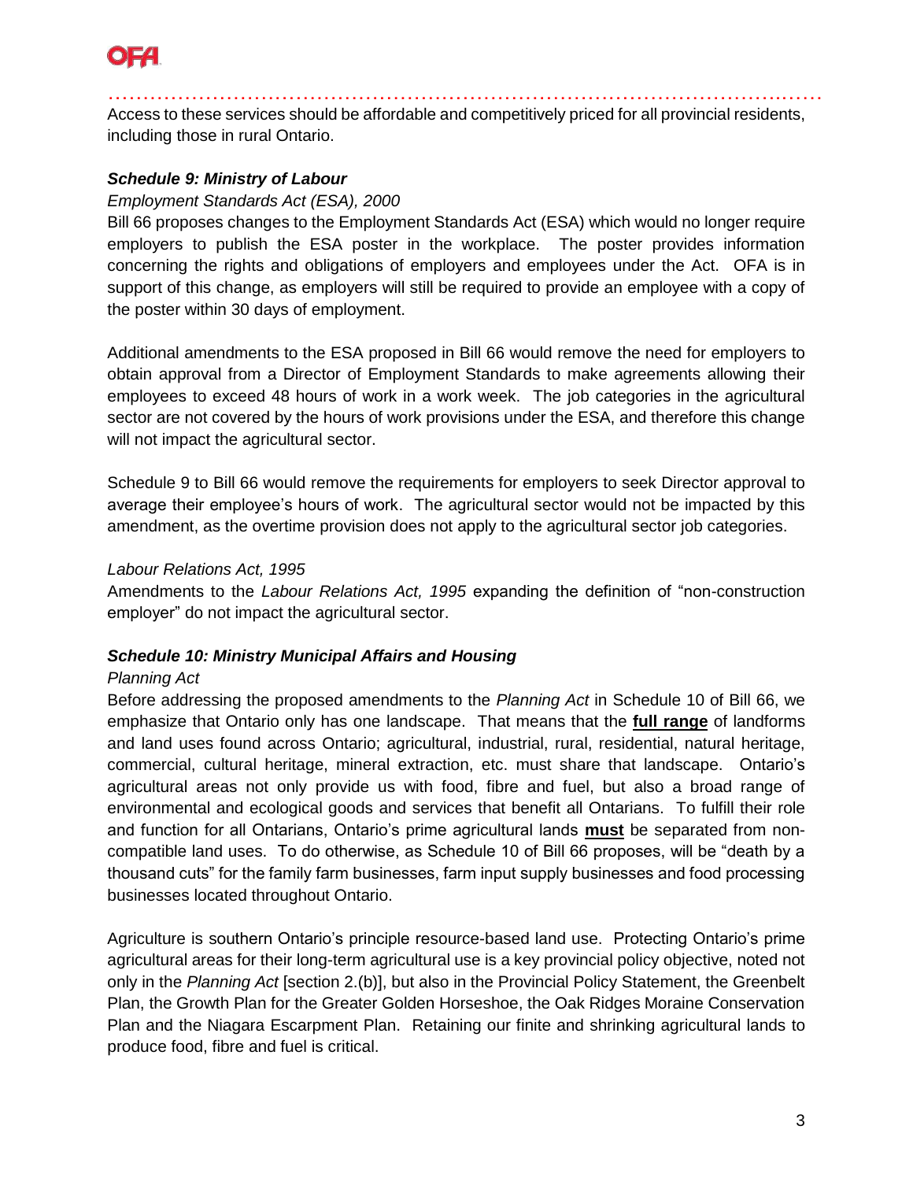Access to these services should be affordable and competitively priced for all provincial residents, including those in rural Ontario.

### *Schedule 9: Ministry of Labour*

*Employment Standards Act (ESA), 2000*

Bill 66 proposes changes to the Employment Standards Act (ESA) which would no longer require employers to publish the ESA poster in the workplace. The poster provides information concerning the rights and obligations of employers and employees under the Act. OFA is in support of this change, as employers will still be required to provide an employee with a copy of the poster within 30 days of employment.

Additional amendments to the ESA proposed in Bill 66 would remove the need for employers to obtain approval from a Director of Employment Standards to make agreements allowing their employees to exceed 48 hours of work in a work week. The job categories in the agricultural sector are not covered by the hours of work provisions under the ESA, and therefore this change will not impact the agricultural sector.

Schedule 9 to Bill 66 would remove the requirements for employers to seek Director approval to average their employee's hours of work. The agricultural sector would not be impacted by this amendment, as the overtime provision does not apply to the agricultural sector job categories.

*Labour Relations Act, 1995*

Amendments to the *Labour Relations Act, 1995* expanding the definition of "non-construction employer" do not impact the agricultural sector.

### *Schedule 10: Ministry Municipal Affairs and Housing*

*Planning Act*

Before addressing the proposed amendments to the *Planning Act* in Schedule 10 of Bill 66, we emphasize that Ontario only has one landscape. That means that the **full range** of landforms and land uses found across Ontario; agricultural, industrial, rural, residential, natural heritage, commercial, cultural heritage, mineral extraction, etc. must share that landscape. Ontario's agricultural areas not only provide us with food, fibre and fuel, but also a broad range of environmental and ecological goods and services that benefit all Ontarians. To fulfill their role and function for all Ontarians, Ontario's prime agricultural lands **must** be separated from non-compatible land uses. To do otherwise, as Schedule 10 of Bill 66 proposes, will be "death by a thousand cuts" for the family farm businesses, farm input supply businesses and food processing businesses located throughout Ontario.

Agriculture is southern Ontario's principle resource-based land use. Protecting Ontario's prime agricultural areas for their long-term agricultural use is a key provincial policy objective, noted not only in the *Planning Act* [section 2.(b)], but also in the Provincial Policy Statement, the Greenbelt Plan, the Growth Plan for the Greater Golden Horseshoe, the Oak Ridges Moraine Conservation Plan and the Niagara Escarpment Plan. Retaining our finite and shrinking agricultural lands to produce food, fibre and fuel is critical.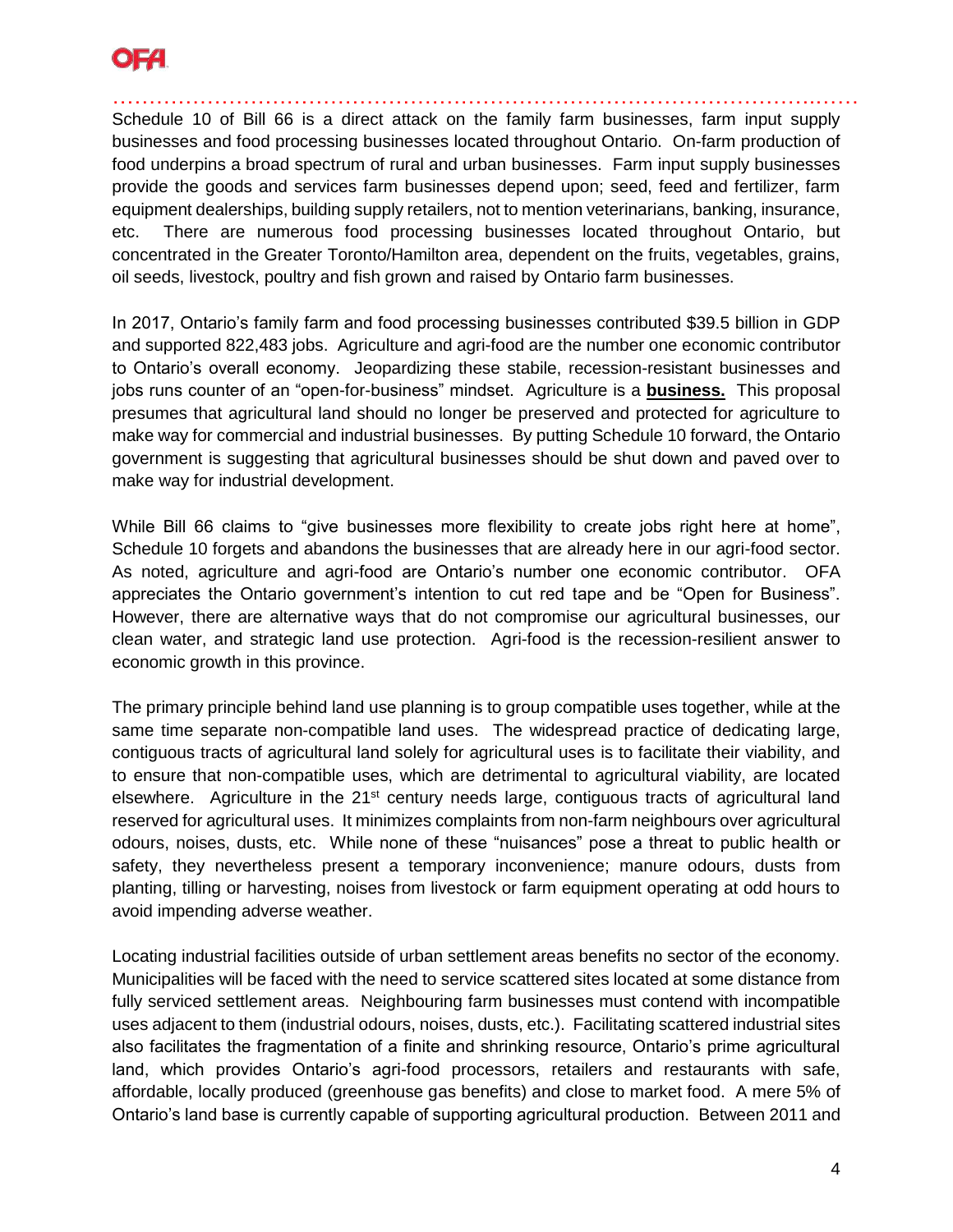Schedule 10 of Bill 66 is a direct attack on the family farm businesses, farm input supply businesses and food processing businesses located throughout Ontario. On-farm production of food underpins a broad spectrum of rural and urban businesses. Farm input supply businesses provide the goods and services farm businesses depend upon; seed, feed and fertilizer, farm equipment dealerships, building supply retailers, not to mention veterinarians, banking, insurance, etc. There are numerous food processing businesses located throughout Ontario, but concentrated in the Greater Toronto/Hamilton area, dependent on the fruits, vegetables, grains, oil seeds, livestock, poultry and fish grown and raised by Ontario farm businesses.

In 2017, Ontario's family farm and food processing businesses contributed $39.5 billion in GDP and supported 822,483 jobs. Agriculture and agri-food are the number one economic contributor to Ontario's overall economy. Jeopardizing these stabile, recession-resistant businesses and jobs runs counter of an "open-for-business" mindset. Agriculture is a **business.** This proposal presumes that agricultural land should no longer be preserved and protected for agriculture to make way for commercial and industrial businesses. By putting Schedule 10 forward, the Ontario government is suggesting that agricultural businesses should be shut down and paved over to make way for industrial development.

While Bill 66 claims to "give businesses more flexibility to create jobs right here at home", Schedule 10 forgets and abandons the businesses that are already here in our agri-food sector. As noted, agriculture and agri-food are Ontario's number one economic contributor. OFA appreciates the Ontario government's intention to cut red tape and be "Open for Business". However, there are alternative ways that do not compromise our agricultural businesses, our clean water, and strategic land use protection. Agri-food is the recession-resilient answer to economic growth in this province.

The primary principle behind land use planning is to group compatible uses together, while at the same time separate non-compatible land uses. The widespread practice of dedicating large, contiguous tracts of agricultural land solely for agricultural uses is to facilitate their viability, and to ensure that non-compatible uses, which are detrimental to agricultural viability, are located elsewhere. Agriculture in the 21st century needs large, contiguous tracts of agricultural land reserved for agricultural uses. It minimizes complaints from non-farm neighbours over agricultural odours, noises, dusts, etc. While none of these "nuisances" pose a threat to public health or safety, they nevertheless present a temporary inconvenience; manure odours, dusts from planting, tilling or harvesting, noises from livestock or farm equipment operating at odd hours to avoid impending adverse weather.

Locating industrial facilities outside of urban settlement areas benefits no sector of the economy. Municipalities will be faced with the need to service scattered sites located at some distance from fully serviced settlement areas. Neighbouring farm businesses must contend with incompatible uses adjacent to them (industrial odours, noises, dusts, etc.). Facilitating scattered industrial sites also facilitates the fragmentation of a finite and shrinking resource, Ontario's prime agricultural land, which provides Ontario's agri-food processors, retailers and restaurants with safe, affordable, locally produced (greenhouse gas benefits) and close to market food. A mere 5% of Ontario's land base is currently capable of supporting agricultural production. Between 2011 and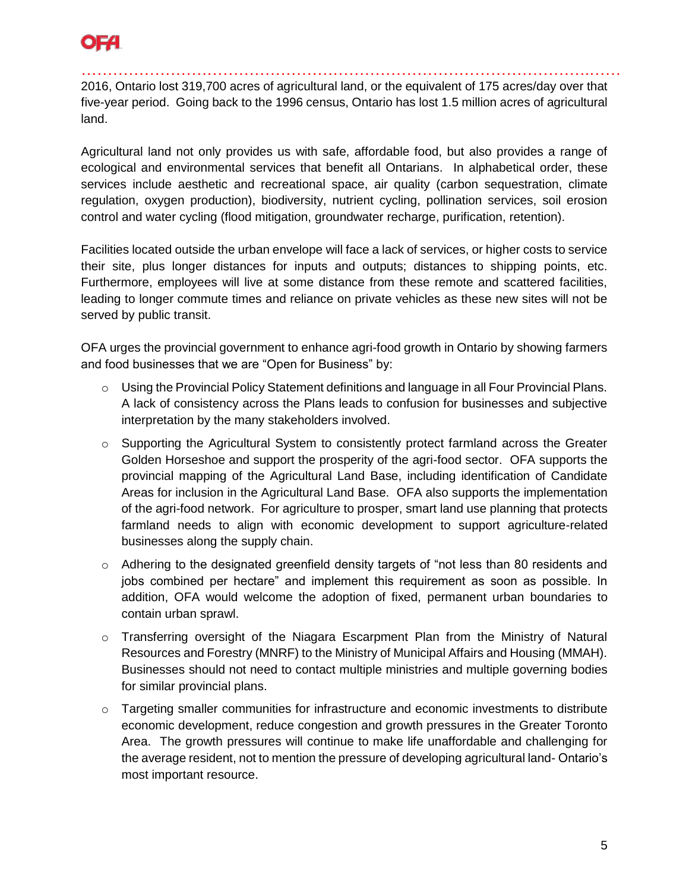2016, Ontario lost 319,700 acres of agricultural land, or the equivalent of 175 acres/day over that five-year period. Going back to the 1996 census, Ontario has lost 1.5 million acres of agricultural land.

Agricultural land not only provides us with safe, affordable food, but also provides a range of ecological and environmental services that benefit all Ontarians. In alphabetical order, these services include aesthetic and recreational space, air quality (carbon sequestration, climate regulation, oxygen production), biodiversity, nutrient cycling, pollination services, soil erosion control and water cycling (flood mitigation, groundwater recharge, purification, retention).

Facilities located outside the urban envelope will face a lack of services, or higher costs to service their site, plus longer distances for inputs and outputs; distances to shipping points, etc. Furthermore, employees will live at some distance from these remote and scattered facilities, leading to longer commute times and reliance on private vehicles as these new sites will not be served by public transit.

OFA urges the provincial government to enhance agri-food growth in Ontario by showing farmers and food businesses that we are "Open for Business" by:

- Using the Provincial Policy Statement definitions and language in all Four Provincial Plans. A lack of consistency across the Plans leads to confusion for businesses and subjective interpretation by the many stakeholders involved.
- Supporting the Agricultural System to consistently protect farmland across the Greater Golden Horseshoe and support the prosperity of the agri-food sector. OFA supports the provincial mapping of the Agricultural Land Base, including identification of Candidate Areas for inclusion in the Agricultural Land Base. OFA also supports the implementation of the agri-food network. For agriculture to prosper, smart land use planning that protects farmland needs to align with economic development to support agriculture-related businesses along the supply chain.
- Adhering to the designated greenfield density targets of "not less than 80 residents and jobs combined per hectare" and implement this requirement as soon as possible. In addition, OFA would welcome the adoption of fixed, permanent urban boundaries to contain urban sprawl.
- Transferring oversight of the Niagara Escarpment Plan from the Ministry of Natural Resources and Forestry (MNRF) to the Ministry of Municipal Affairs and Housing (MMAH). Businesses should not need to contact multiple ministries and multiple governing bodies for similar provincial plans.
- Targeting smaller communities for infrastructure and economic investments to distribute economic development, reduce congestion and growth pressures in the Greater Toronto Area. The growth pressures will continue to make life unaffordable and challenging for the average resident, not to mention the pressure of developing agricultural land- Ontario's most important resource.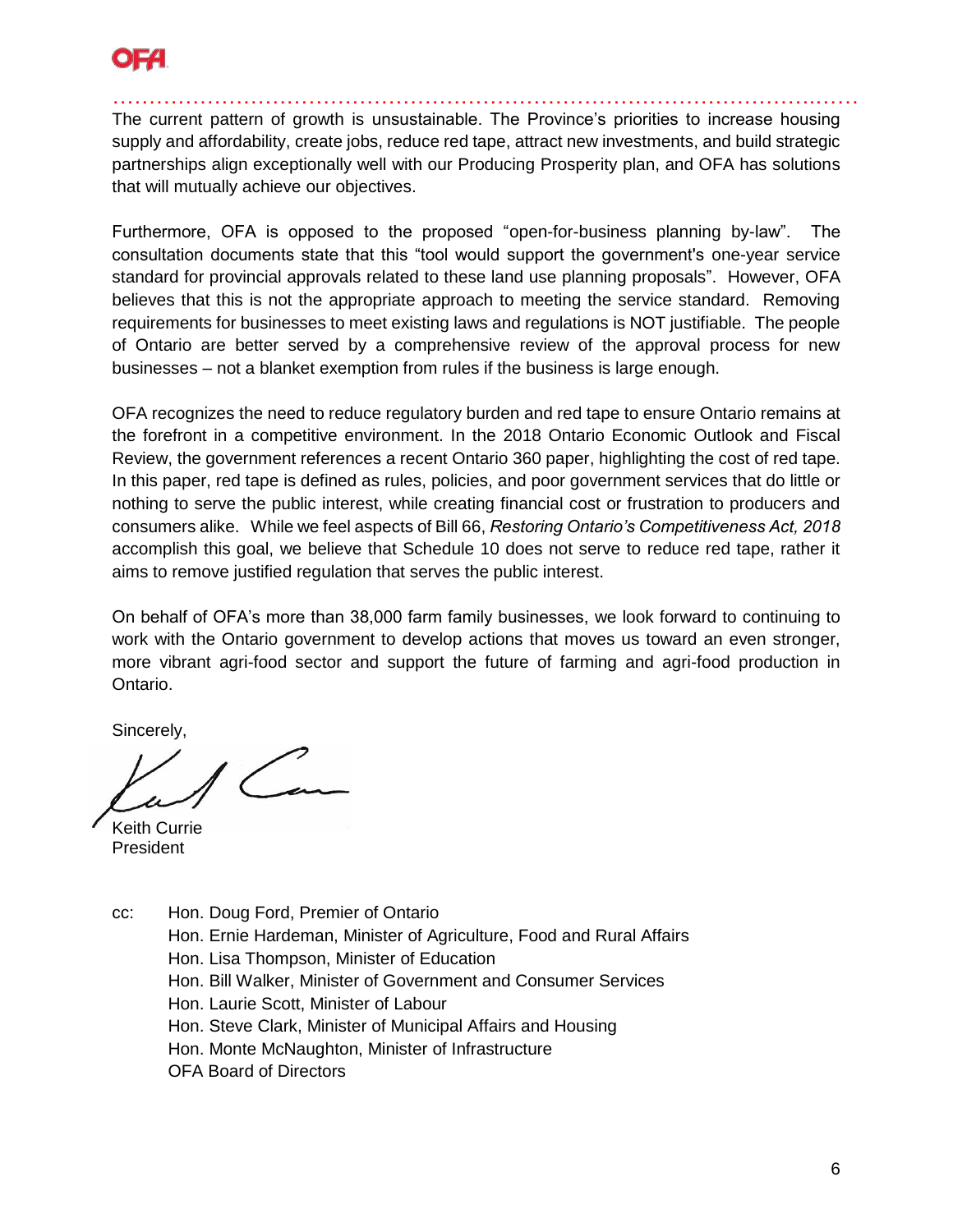The current pattern of growth is unsustainable. The Province's priorities to increase housing supply and affordability, create jobs, reduce red tape, attract new investments, and build strategic partnerships align exceptionally well with our Producing Prosperity plan, and OFA has solutions that will mutually achieve our objectives.

Furthermore, OFA is opposed to the proposed "open-for-business planning by-law". The consultation documents state that this "tool would support the government's one-year service standard for provincial approvals related to these land use planning proposals". However, OFA believes that this is not the appropriate approach to meeting the service standard. Removing requirements for businesses to meet existing laws and regulations is NOT justifiable. The people of Ontario are better served by a comprehensive review of the approval process for new businesses – not a blanket exemption from rules if the business is large enough.

OFA recognizes the need to reduce regulatory burden and red tape to ensure Ontario remains at the forefront in a competitive environment. In the 2018 Ontario Economic Outlook and Fiscal Review, the government references a recent Ontario 360 paper, highlighting the cost of red tape. In this paper, red tape is defined as rules, policies, and poor government services that do little or nothing to serve the public interest, while creating financial cost or frustration to producers and consumers alike. While we feel aspects of Bill 66, *Restoring Ontario's Competitiveness Act, 2018* accomplish this goal, we believe that Schedule 10 does not serve to reduce red tape, rather it aims to remove justified regulation that serves the public interest.

On behalf of OFA's more than 38,000 farm family businesses, we look forward to continuing to work with the Ontario government to develop actions that moves us toward an even stronger, more vibrant agri-food sector and support the future of farming and agri-food production in Ontario.

Sincerely,

Keith Currie
President

cc: Hon. Doug Ford, Premier of Ontario
Hon. Ernie Hardeman, Minister of Agriculture, Food and Rural Affairs
Hon. Lisa Thompson, Minister of Education
Hon. Bill Walker, Minister of Government and Consumer Services
Hon. Laurie Scott, Minister of Labour
Hon. Steve Clark, Minister of Municipal Affairs and Housing
Hon. Monte McNaughton, Minister of Infrastructure
OFA Board of Directors